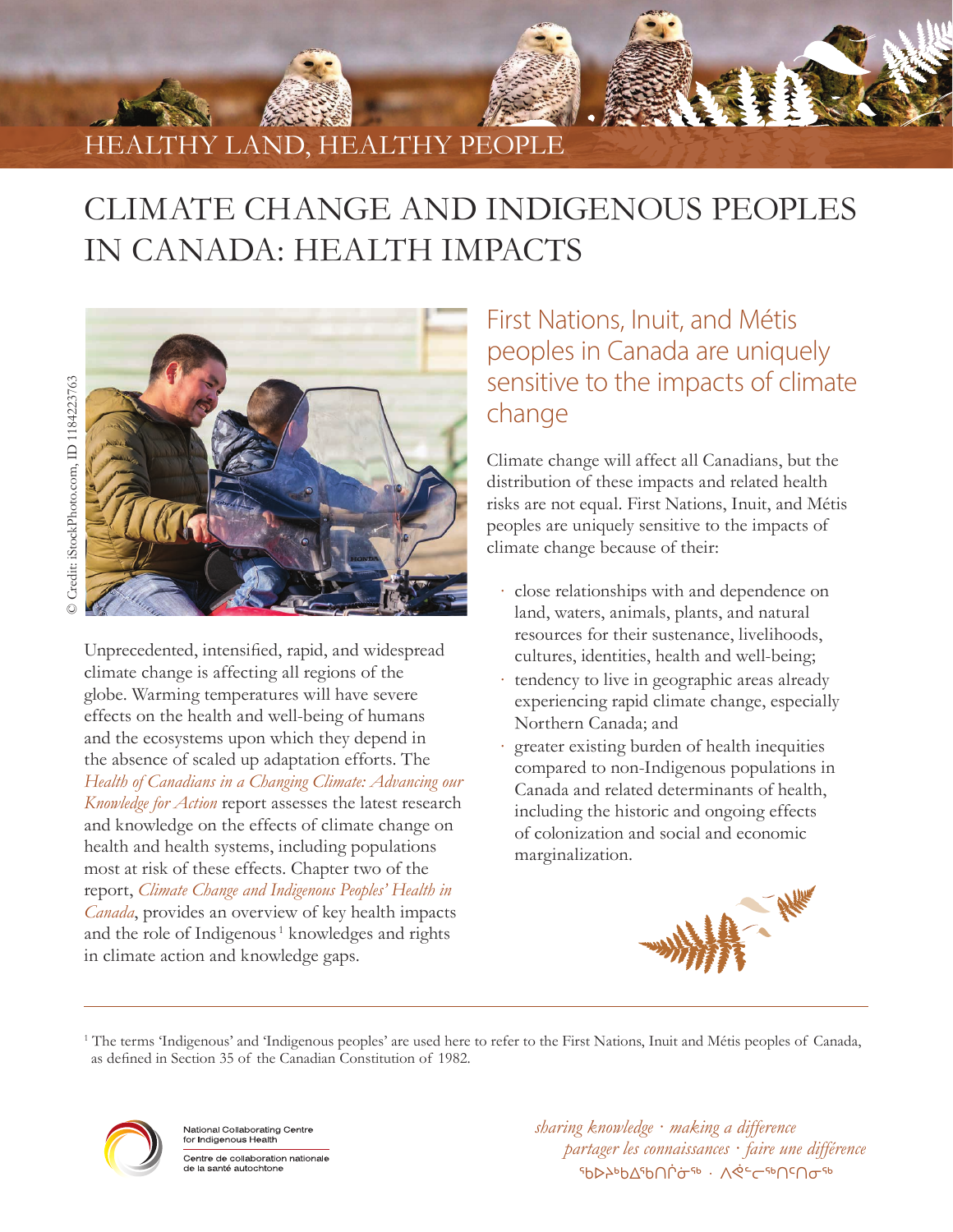HEALTHY LAND, HEALTHY PEOPLE

# CLIMATE CHANGE AND INDIGENOUS PEOPLES IN CANADA: HEALTH IMPACTS

© Credit: iStockPhoto.com, ID 1184223763

Unprecedented, intensified, rapid, and widespread climate change is affecting all regions of the globe. Warming temperatures will have severe effects on the health and well-being of humans and the ecosystems upon which they depend in the absence of scaled up adaptation efforts. The *Health of Canadians in a Changing Climate: Advancing our Knowledge for Action* report assesses the latest research and knowledge on the effects of climate change on health and health systems, including populations most at risk of these effects. Chapter two of the report, *Climate Change and Indigenous Peoples' Health in Canada*, provides an overview of key health impacts and the role of Indigenous[1] knowledges and rights in climate action and knowledge gaps.

## First Nations, Inuit, and Métis peoples in Canada are uniquely sensitive to the impacts of climate change

Climate change will affect all Canadians, but the distribution of these impacts and related health risks are not equal. First Nations, Inuit, and Métis peoples are uniquely sensitive to the impacts of climate change because of their:

- close relationships with and dependence on land, waters, animals, plants, and natural resources for their sustenance, livelihoods, cultures, identities, health and well-being;
- tendency to live in geographic areas already experiencing rapid climate change, especially Northern Canada; and
- greater existing burden of health inequities compared to non-Indigenous populations in Canada and related determinants of health, including the historic and ongoing effects of colonization and social and economic marginalization.

---

[1] The terms 'Indigenous' and 'Indigenous peoples' are used here to refer to the First Nations, Inuit and Métis peoples of Canada, as defined in Section 35 of the Canadian Constitution of 1982.

National Collaborating Centre for Indigenous Health
Centre de collaboration nationale de la santé autochtone

*sharing knowledge · making a difference*
*partager les connaissances · faire une différence*
ᖃᐅᔨᒃᑲᐃᖃᑎᒌᓂᖅ · ᐱᕚᓪᓕᖅᑎᑦᑎᓂᖅ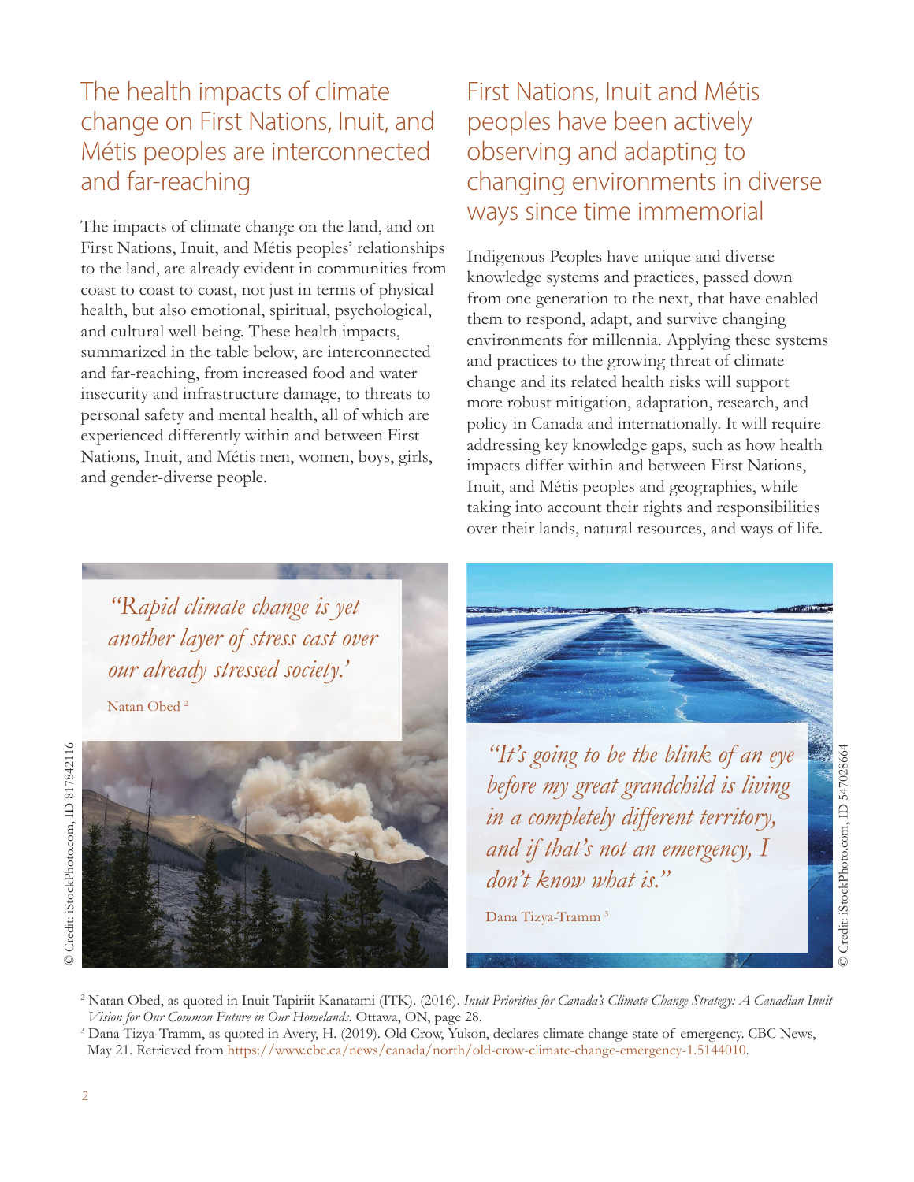## The health impacts of climate change on First Nations, Inuit, and Métis peoples are interconnected and far-reaching

The impacts of climate change on the land, and on First Nations, Inuit, and Métis peoples' relationships to the land, are already evident in communities from coast to coast to coast, not just in terms of physical health, but also emotional, spiritual, psychological, and cultural well-being. These health impacts, summarized in the table below, are interconnected and far-reaching, from increased food and water insecurity and infrastructure damage, to threats to personal safety and mental health, all of which are experienced differently within and between First Nations, Inuit, and Métis men, women, boys, girls, and gender-diverse people.

## First Nations, Inuit and Métis peoples have been actively observing and adapting to changing environments in diverse ways since time immemorial

Indigenous Peoples have unique and diverse knowledge systems and practices, passed down from one generation to the next, that have enabled them to respond, adapt, and survive changing environments for millennia. Applying these systems and practices to the growing threat of climate change and its related health risks will support more robust mitigation, adaptation, research, and policy in Canada and internationally. It will require addressing key knowledge gaps, such as how health impacts differ within and between First Nations, Inuit, and Métis peoples and geographies, while taking into account their rights and responsibilities over their lands, natural resources, and ways of life.

*"Rapid climate change is yet another layer of stress cast over our already stressed society.'*

Natan Obed [2]

© Credit: iStockPhoto.com, ID 817842116

*"It's going to be the blink of an eye before my great grandchild is living in a completely different territory, and if that's not an emergency, I don't know what is."*

Dana Tizya-Tramm [3]

© Credit: iStockPhoto.com, ID 547028664

[2] Natan Obed, as quoted in Inuit Tapiriit Kanatami (ITK). (2016). *Inuit Priorities for Canada's Climate Change Strategy: A Canadian Inuit Vision for Our Common Future in Our Homelands.* Ottawa, ON, page 28.

[3] Dana Tizya-Tramm, as quoted in Avery, H. (2019). Old Crow, Yukon, declares climate change state of emergency. CBC News, May 21. Retrieved from https://www.cbc.ca/news/canada/north/old-crow-climate-change-emergency-1.5144010.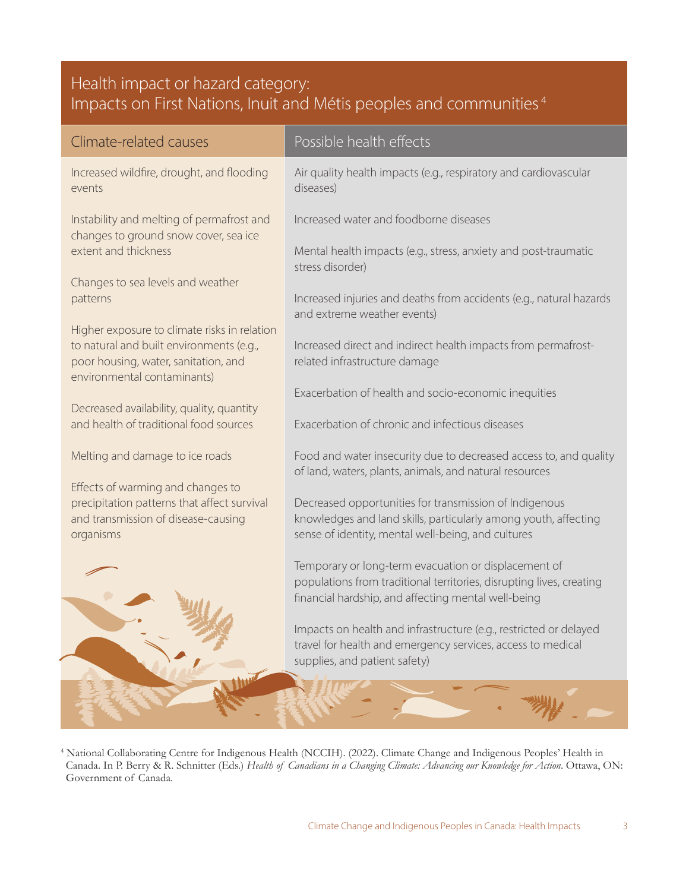## Health impact or hazard category: Impacts on First Nations, Inuit and Métis peoples and communities[4]

| Climate-related causes | Possible health effects |
|---|---|
| Increased wildfire, drought, and flooding events<br><br>Instability and melting of permafrost and changes to ground snow cover, sea ice extent and thickness<br><br>Changes to sea levels and weather patterns<br><br>Higher exposure to climate risks in relation to natural and built environments (e.g., poor housing, water, sanitation, and environmental contaminants)<br><br>Decreased availability, quality, quantity and health of traditional food sources<br><br>Melting and damage to ice roads<br><br>Effects of warming and changes to precipitation patterns that affect survival and transmission of disease-causing organisms | Air quality health impacts (e.g., respiratory and cardiovascular diseases)<br><br>Increased water and foodborne diseases<br><br>Mental health impacts (e.g., stress, anxiety and post-traumatic stress disorder)<br><br>Increased injuries and deaths from accidents (e.g., natural hazards and extreme weather events)<br><br>Increased direct and indirect health impacts from permafrost-related infrastructure damage<br><br>Exacerbation of health and socio-economic inequities<br><br>Exacerbation of chronic and infectious diseases<br><br>Food and water insecurity due to decreased access to, and quality of land, waters, plants, animals, and natural resources<br><br>Decreased opportunities for transmission of Indigenous knowledges and land skills, particularly among youth, affecting sense of identity, mental well-being, and cultures<br><br>Temporary or long-term evacuation or displacement of populations from traditional territories, disrupting lives, creating financial hardship, and affecting mental well-being<br><br>Impacts on health and infrastructure (e.g., restricted or delayed travel for health and emergency services, access to medical supplies, and patient safety) |

[4] National Collaborating Centre for Indigenous Health (NCCIH). (2022). Climate Change and Indigenous Peoples' Health in Canada. In P. Berry & R. Schnitter (Eds.) *Health of Canadians in a Changing Climate: Advancing our Knowledge for Action*. Ottawa, ON: Government of Canada.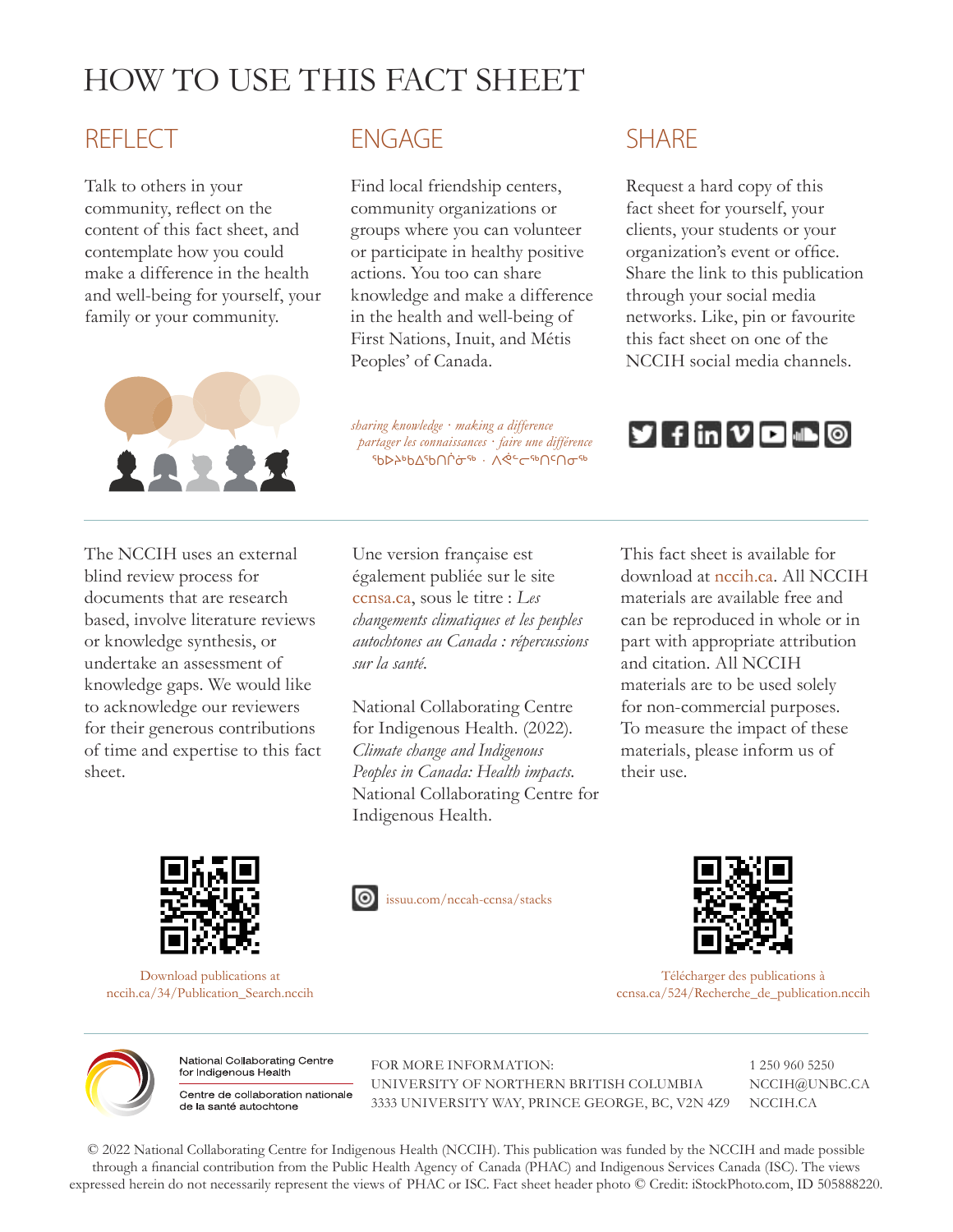# HOW TO USE THIS FACT SHEET

## REFLECT

Talk to others in your community, reflect on the content of this fact sheet, and contemplate how you could make a difference in the health and well-being for yourself, your family or your community.

## ENGAGE

Find local friendship centers, community organizations or groups where you can volunteer or participate in healthy positive actions. You too can share knowledge and make a difference in the health and well-being of First Nations, Inuit, and Métis Peoples' of Canada.

*sharing knowledge · making a difference*
*partager les connaissances · faire une différence*
ᖃᐅᔨᒃᑲᐃᖅᑲᑎᒌᓂᖅ · ᐱᕚᓪᓕᖅᑎᑦᑎᓂᖅ

## SHARE

Request a hard copy of this fact sheet for yourself, your clients, your students or your organization's event or office. Share the link to this publication through your social media networks. Like, pin or favourite this fact sheet on one of the NCCIH social media channels.

---

The NCCIH uses an external blind review process for documents that are research based, involve literature reviews or knowledge synthesis, or undertake an assessment of knowledge gaps. We would like to acknowledge our reviewers for their generous contributions of time and expertise to this fact sheet.

Une version française est également publiée sur le site ccnsa.ca, sous le titre : *Les changements climatiques et les peuples autochtones au Canada : répercussions sur la santé.*

National Collaborating Centre for Indigenous Health. (2022). *Climate change and Indigenous Peoples in Canada: Health impacts.* National Collaborating Centre for Indigenous Health.

This fact sheet is available for download at nccih.ca. All NCCIH materials are available free and can be reproduced in whole or in part with appropriate attribution and citation. All NCCIH materials are to be used solely for non-commercial purposes. To measure the impact of these materials, please inform us of their use.

Download publications at nccih.ca/34/Publication_Search.nccih

issuu.com/nccah-ccnsa/stacks

Télécharger des publications à ccnsa.ca/524/Recherche_de_publication.nccih

---

National Collaborating Centre for Indigenous Health
Centre de collaboration nationale de la santé autochtone

FOR MORE INFORMATION:
UNIVERSITY OF NORTHERN BRITISH COLUMBIA
3333 UNIVERSITY WAY, PRINCE GEORGE, BC, V2N 4Z9

1 250 960 5250
NCCIH@UNBC.CA
NCCIH.CA

© 2022 National Collaborating Centre for Indigenous Health (NCCIH). This publication was funded by the NCCIH and made possible through a financial contribution from the Public Health Agency of Canada (PHAC) and Indigenous Services Canada (ISC). The views expressed herein do not necessarily represent the views of PHAC or ISC. Fact sheet header photo © Credit: iStockPhoto.com, ID 505888220.